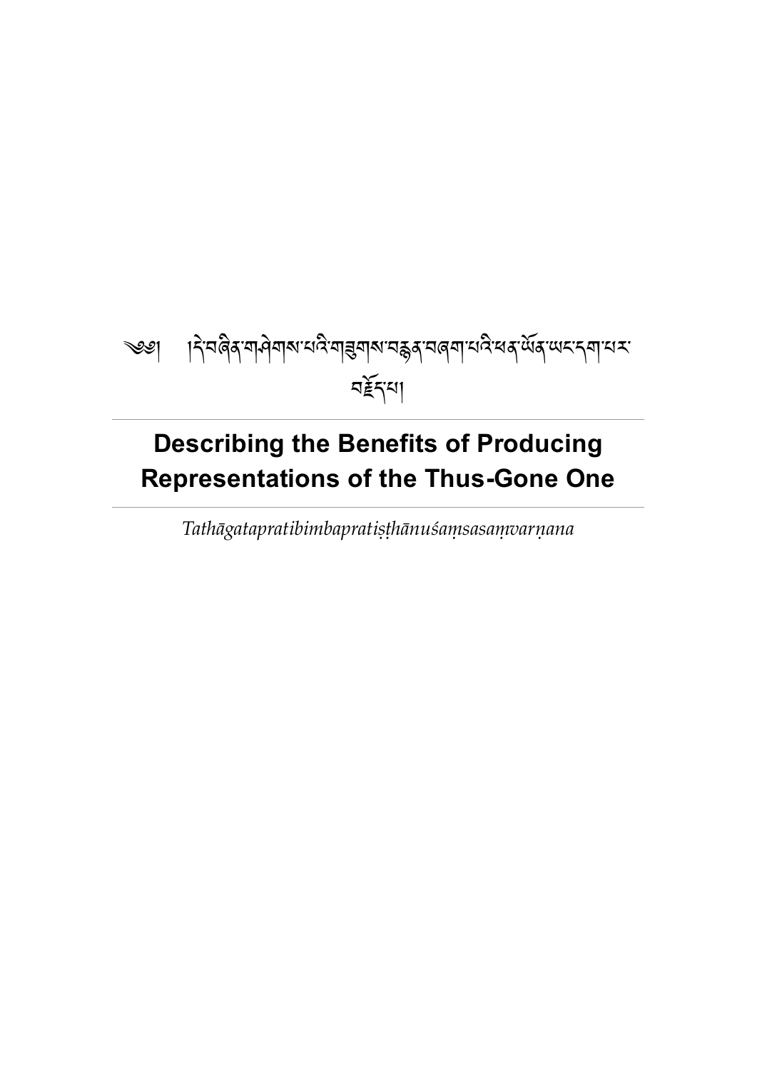༄། །དེ་བཞིན་གཤེགས་པའི་གཟུགས་བརྙན་བཞག་པའི་ཕན་ཡོན་ཡང་དག་པར་བརྗོད་པ།

# Describing the Benefits of Producing Representations of the Thus-Gone One

*Tathāgatapratibimbapratiṣṭhānuśaṃsasaṃvarṇana*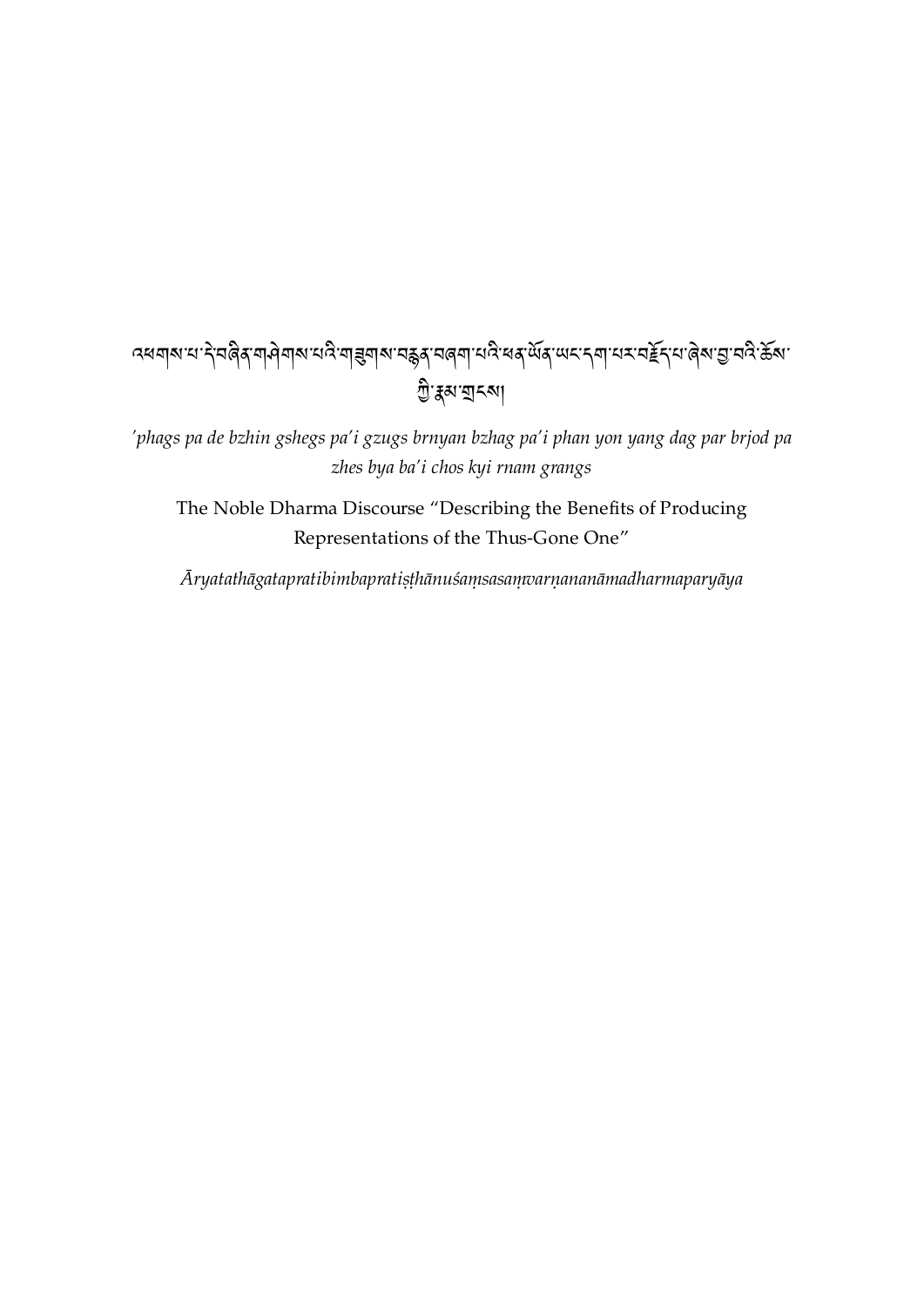འཕགས་པ་དེ་བཞིན་གཤེགས་པའི་གཟུགས་བརྙན་བཞག་པའི་ཕན་ཡོན་ཡང་དག་པར་བརྗོད་པ་ཞེས་བྱ་བའི་ཆོས་ཀྱི་རྣམ་གྲངས།

*'phags pa de bzhin gshegs pa'i gzugs brnyan bzhag pa'i phan yon yang dag par brjod pa zhes bya ba'i chos kyi rnam grangs*

The Noble Dharma Discourse "Describing the Benefits of Producing Representations of the Thus-Gone One"

*Āryatathāgatapratibimbapratiṣṭhānuśaṃsasaṃvarṇananāmadharmaparyāya*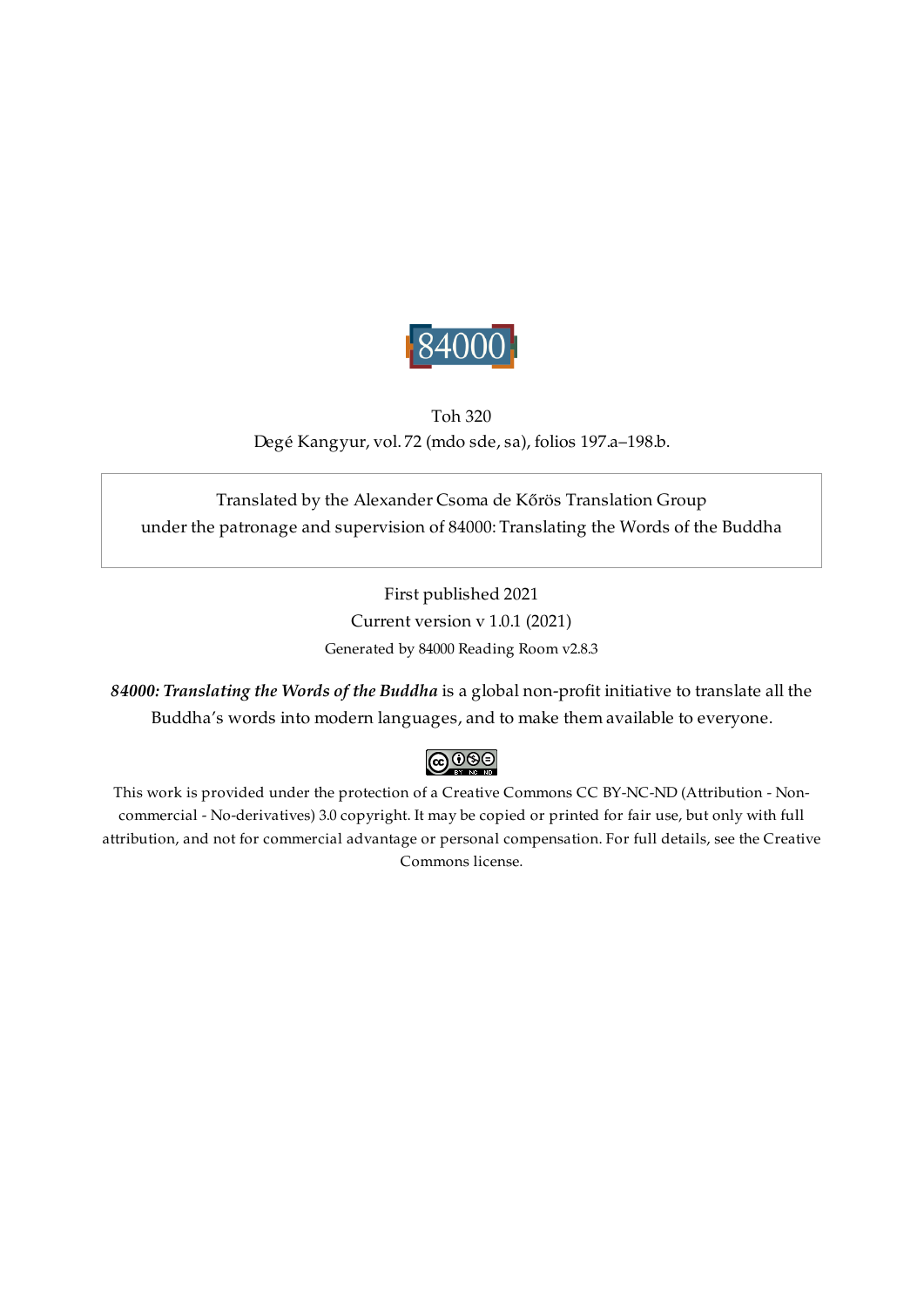84000

Toh 320

Degé Kangyur, vol. 72 (mdo sde, sa), folios 197.a–198.b.

Translated by the Alexander Csoma de Kőrös Translation Group
under the patronage and supervision of 84000: Translating the Words of the Buddha

First published 2021

Current version v 1.0.1 (2021)

Generated by 84000 Reading Room v2.8.3

***84000: Translating the Words of the Buddha*** is a global non-profit initiative to translate all the Buddha's words into modern languages, and to make them available to everyone.

This work is provided under the protection of a Creative Commons CC BY-NC-ND (Attribution - Non-commercial - No-derivatives) 3.0 copyright. It may be copied or printed for fair use, but only with full attribution, and not for commercial advantage or personal compensation. For full details, see the Creative Commons license.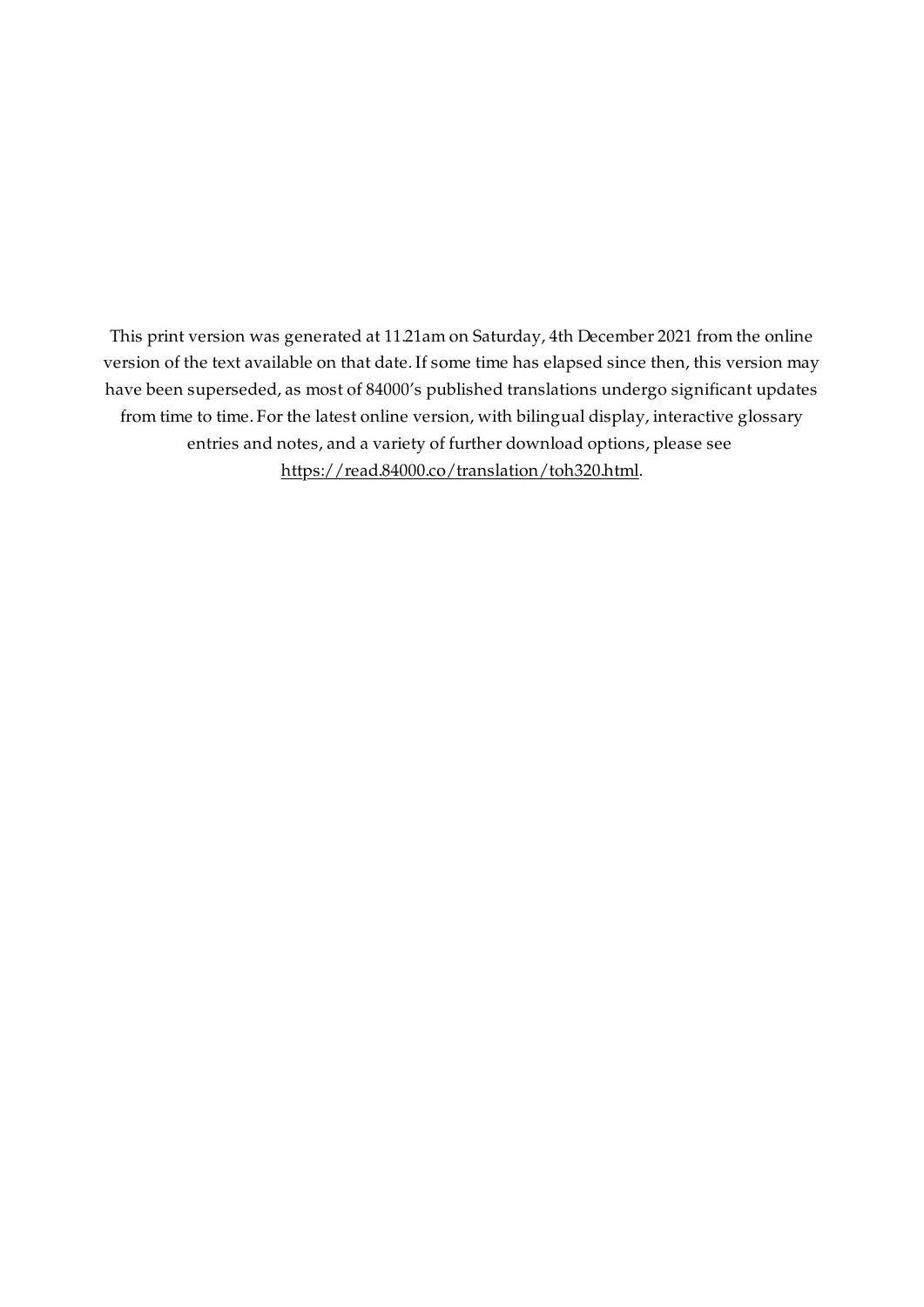This print version was generated at 11.21am on Saturday, 4th December 2021 from the online version of the text available on that date. If some time has elapsed since then, this version may have been superseded, as most of 84000's published translations undergo significant updates from time to time. For the latest online version, with bilingual display, interactive glossary entries and notes, and a variety of further download options, please see [https://read.84000.co/translation/toh320.html](https://read.84000.co/translation/toh320.html).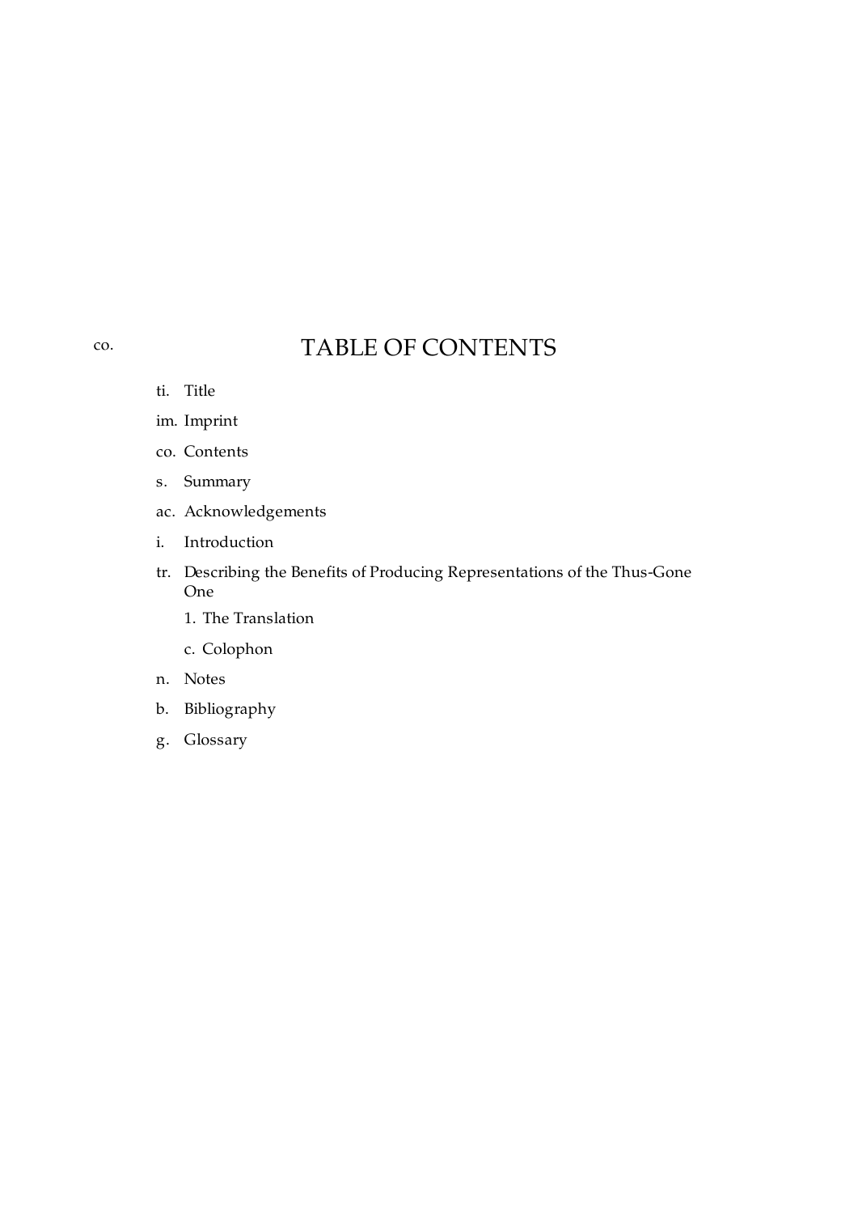co.

# TABLE OF CONTENTS

- ti. Title
- im. Imprint
- co. Contents
- s. Summary
- ac. Acknowledgements
- i. Introduction
- tr. Describing the Benefits of Producing Representations of the Thus-Gone One
  - 1. The Translation
  - c. Colophon
- n. Notes
- b. Bibliography
- g. Glossary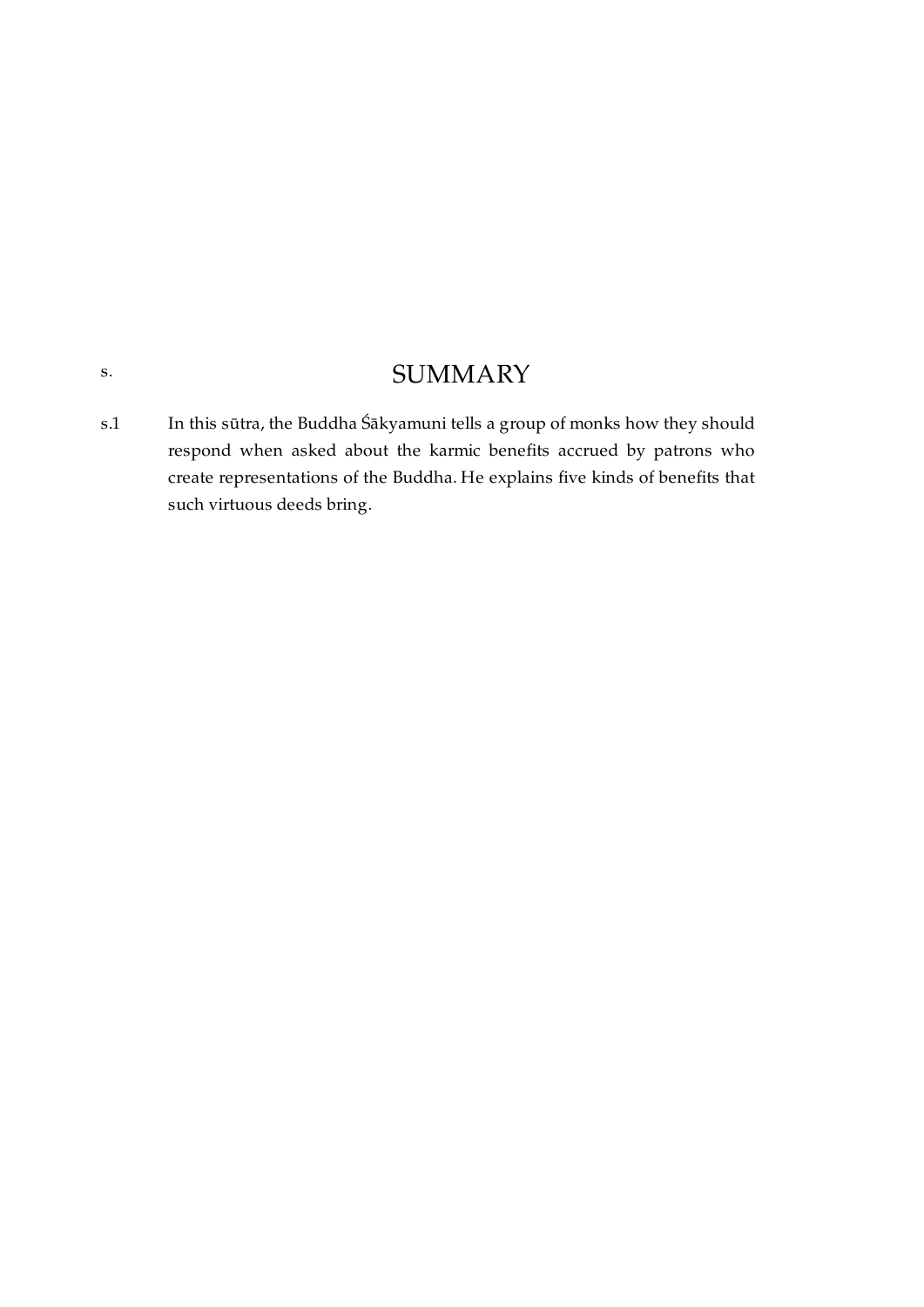## s. SUMMARY

s.1 In this sūtra, the Buddha Śākyamuni tells a group of monks how they should respond when asked about the karmic benefits accrued by patrons who create representations of the Buddha. He explains five kinds of benefits that such virtuous deeds bring.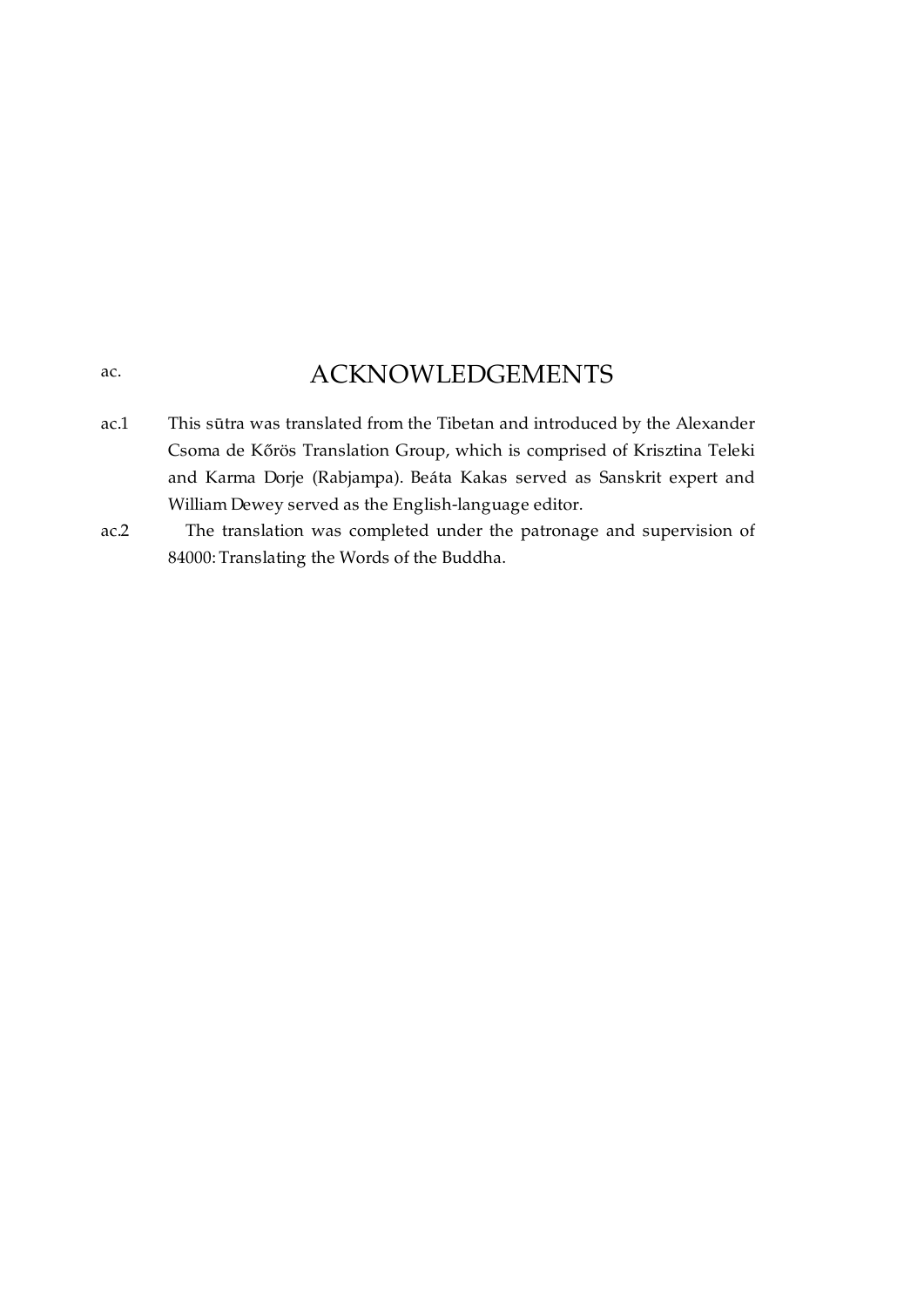# ac. ACKNOWLEDGEMENTS

ac.1 This sūtra was translated from the Tibetan and introduced by the Alexander Csoma de Kőrös Translation Group, which is comprised of Krisztina Teleki and Karma Dorje (Rabjampa). Beáta Kakas served as Sanskrit expert and William Dewey served as the English-language editor.

ac.2 The translation was completed under the patronage and supervision of 84000: Translating the Words of the Buddha.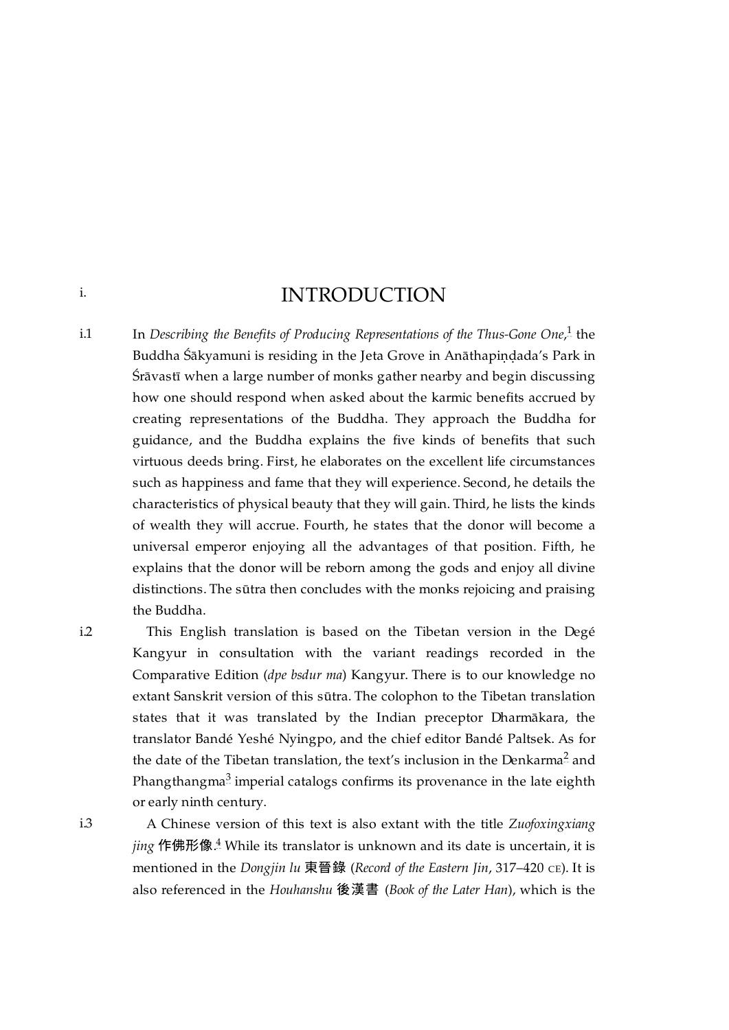# i. INTRODUCTION

i.1 In *Describing the Benefits of Producing Representations of the Thus-Gone One*,[1] the Buddha Śākyamuni is residing in the Jeta Grove in Anāthapiṇḍada's Park in Śrāvastī when a large number of monks gather nearby and begin discussing how one should respond when asked about the karmic benefits accrued by creating representations of the Buddha. They approach the Buddha for guidance, and the Buddha explains the five kinds of benefits that such virtuous deeds bring. First, he elaborates on the excellent life circumstances such as happiness and fame that they will experience. Second, he details the characteristics of physical beauty that they will gain. Third, he lists the kinds of wealth they will accrue. Fourth, he states that the donor will become a universal emperor enjoying all the advantages of that position. Fifth, he explains that the donor will be reborn among the gods and enjoy all divine distinctions. The sūtra then concludes with the monks rejoicing and praising the Buddha.

i.2 This English translation is based on the Tibetan version in the Degé Kangyur in consultation with the variant readings recorded in the Comparative Edition (*dpe bsdur ma*) Kangyur. There is to our knowledge no extant Sanskrit version of this sūtra. The colophon to the Tibetan translation states that it was translated by the Indian preceptor Dharmākara, the translator Bandé Yeshé Nyingpo, and the chief editor Bandé Paltsek. As for the date of the Tibetan translation, the text's inclusion in the Denkarma[2] and Phangthangma[3] imperial catalogs confirms its provenance in the late eighth or early ninth century.

i.3 A Chinese version of this text is also extant with the title *Zuofoxingxiang jing* 作佛形像.[4] While its translator is unknown and its date is uncertain, it is mentioned in the *Dongjin lu* 東晉錄 (*Record of the Eastern Jin*, 317–420 CE). It is also referenced in the *Houhanshu* 後漢書 (*Book of the Later Han*), which is the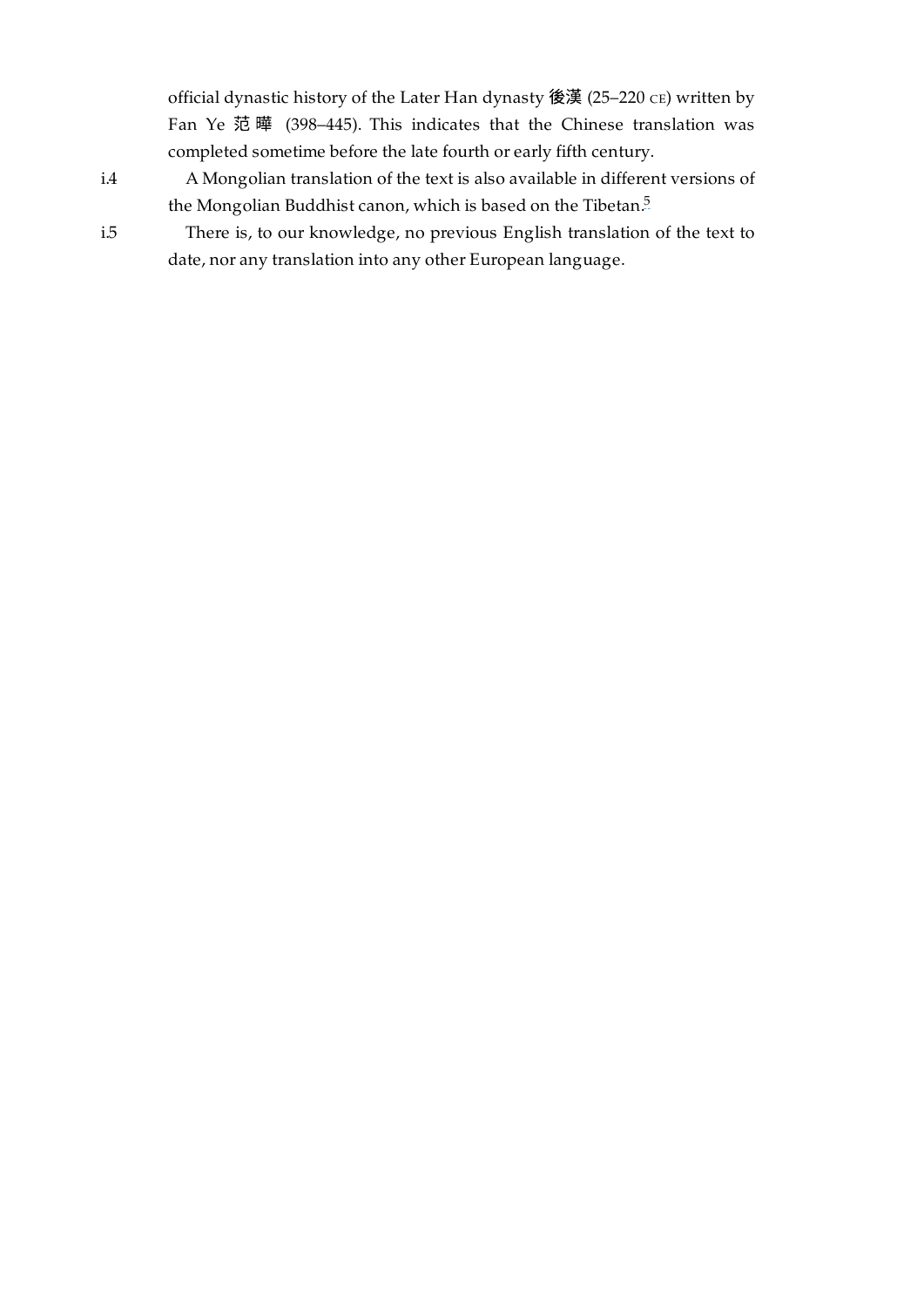official dynastic history of the Later Han dynasty 後漢 (25–220 CE) written by Fan Ye 范曄 (398–445). This indicates that the Chinese translation was completed sometime before the late fourth or early fifth century.

i.4 A Mongolian translation of the text is also available in different versions of the Mongolian Buddhist canon, which is based on the Tibetan.[5]

i.5 There is, to our knowledge, no previous English translation of the text to date, nor any translation into any other European language.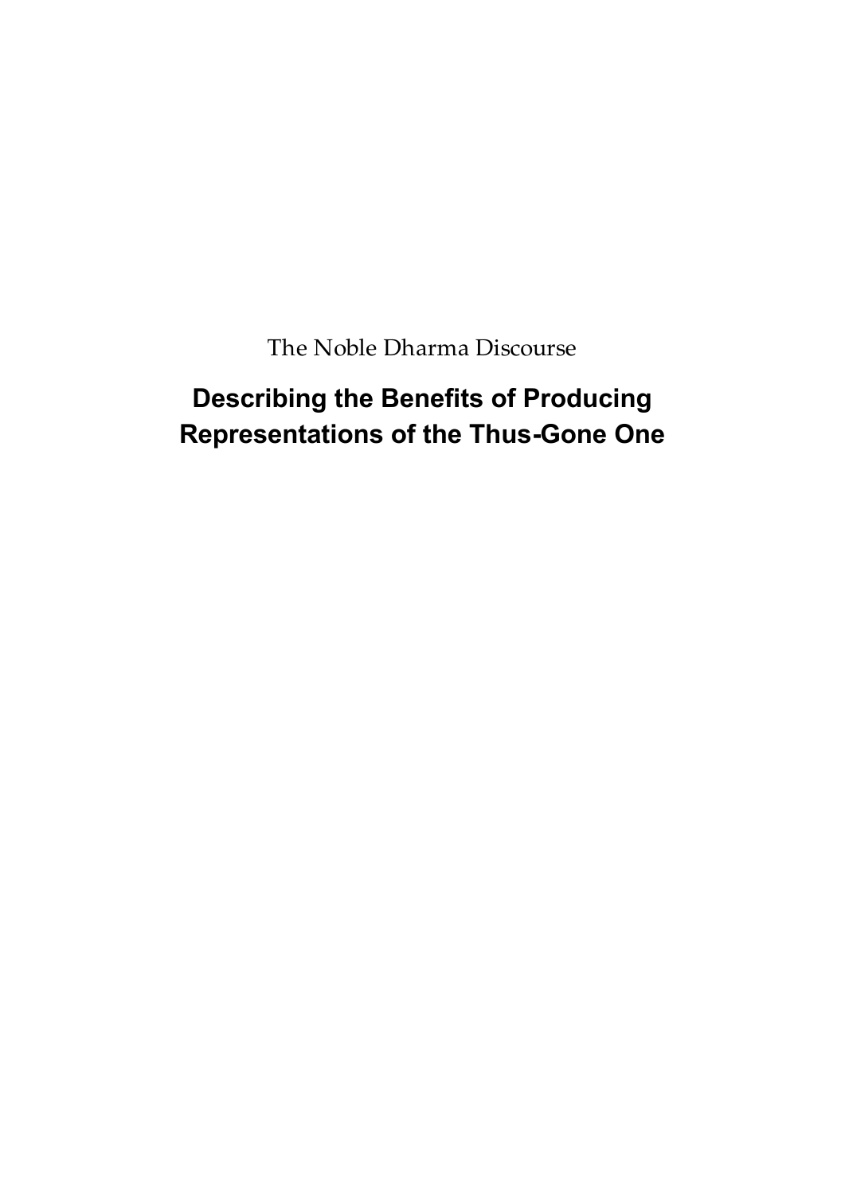The Noble Dharma Discourse

# Describing the Benefits of Producing Representations of the Thus-Gone One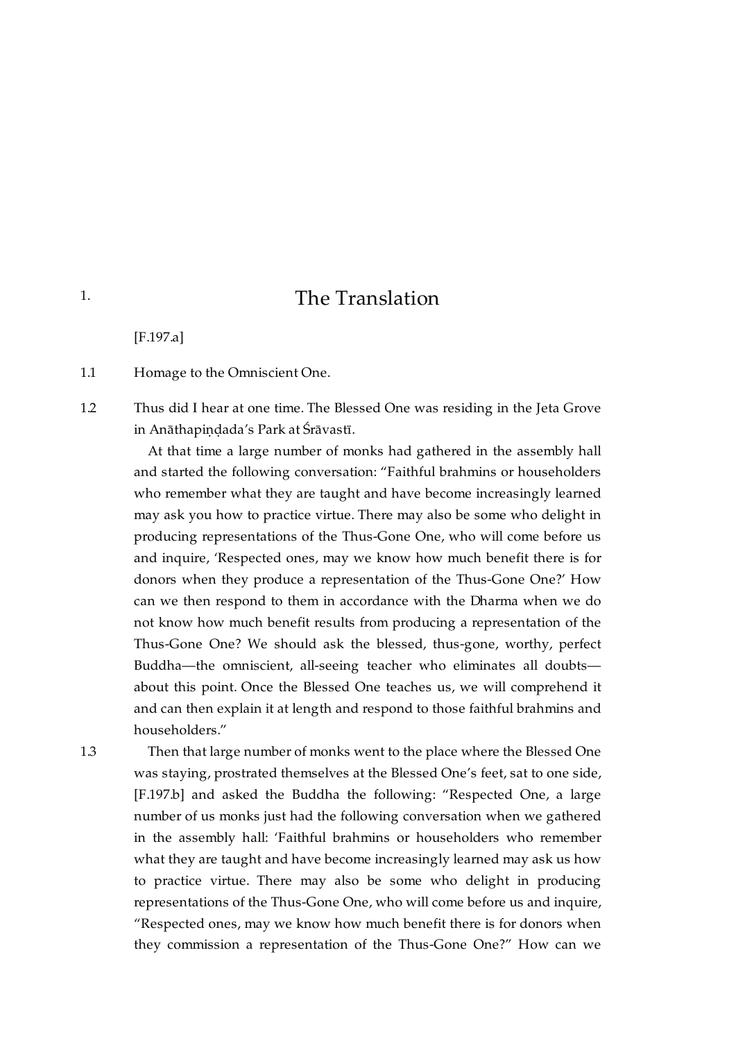# 1. The Translation

[F.197.a]

1.1 Homage to the Omniscient One.

1.2 Thus did I hear at one time. The Blessed One was residing in the Jeta Grove in Anāthapiṇḍada's Park at Śrāvastī.

At that time a large number of monks had gathered in the assembly hall and started the following conversation: "Faithful brahmins or householders who remember what they are taught and have become increasingly learned may ask you how to practice virtue. There may also be some who delight in producing representations of the Thus-Gone One, who will come before us and inquire, 'Respected ones, may we know how much benefit there is for donors when they produce a representation of the Thus-Gone One?' How can we then respond to them in accordance with the Dharma when we do not know how much benefit results from producing a representation of the Thus-Gone One? We should ask the blessed, thus-gone, worthy, perfect Buddha—the omniscient, all-seeing teacher who eliminates all doubts—about this point. Once the Blessed One teaches us, we will comprehend it and can then explain it at length and respond to those faithful brahmins and householders."

1.3 Then that large number of monks went to the place where the Blessed One was staying, prostrated themselves at the Blessed One's feet, sat to one side, [F.197.b] and asked the Buddha the following: "Respected One, a large number of us monks just had the following conversation when we gathered in the assembly hall: 'Faithful brahmins or householders who remember what they are taught and have become increasingly learned may ask us how to practice virtue. There may also be some who delight in producing representations of the Thus-Gone One, who will come before us and inquire, "Respected ones, may we know how much benefit there is for donors when they commission a representation of the Thus-Gone One?" How can we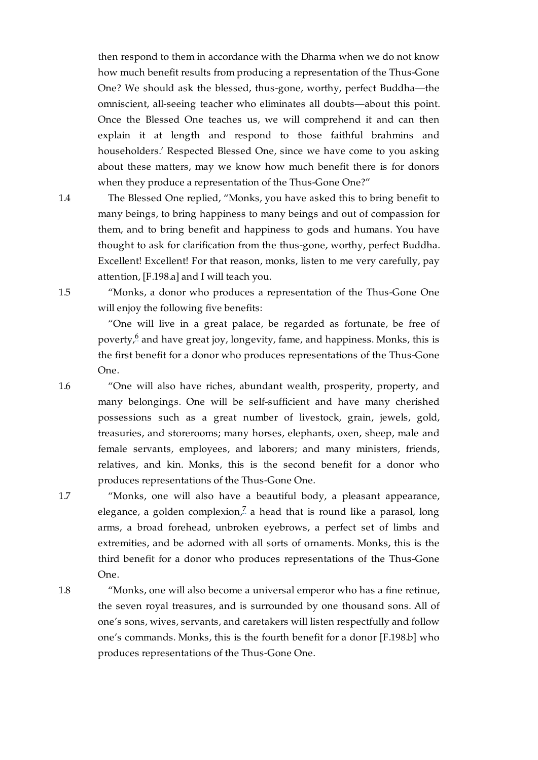then respond to them in accordance with the Dharma when we do not know how much benefit results from producing a representation of the Thus-Gone One? We should ask the blessed, thus-gone, worthy, perfect Buddha—the omniscient, all-seeing teacher who eliminates all doubts—about this point. Once the Blessed One teaches us, we will comprehend it and can then explain it at length and respond to those faithful brahmins and householders.' Respected Blessed One, since we have come to you asking about these matters, may we know how much benefit there is for donors when they produce a representation of the Thus-Gone One?"

1.4 The Blessed One replied, "Monks, you have asked this to bring benefit to many beings, to bring happiness to many beings and out of compassion for them, and to bring benefit and happiness to gods and humans. You have thought to ask for clarification from the thus-gone, worthy, perfect Buddha. Excellent! Excellent! For that reason, monks, listen to me very carefully, pay attention, [F.198.a] and I will teach you.

1.5 "Monks, a donor who produces a representation of the Thus-Gone One will enjoy the following five benefits:

"One will live in a great palace, be regarded as fortunate, be free of poverty,[6] and have great joy, longevity, fame, and happiness. Monks, this is the first benefit for a donor who produces representations of the Thus-Gone One.

1.6 "One will also have riches, abundant wealth, prosperity, property, and many belongings. One will be self-sufficient and have many cherished possessions such as a great number of livestock, grain, jewels, gold, treasuries, and storerooms; many horses, elephants, oxen, sheep, male and female servants, employees, and laborers; and many ministers, friends, relatives, and kin. Monks, this is the second benefit for a donor who produces representations of the Thus-Gone One.

1.7 "Monks, one will also have a beautiful body, a pleasant appearance, elegance, a golden complexion,[7] a head that is round like a parasol, long arms, a broad forehead, unbroken eyebrows, a perfect set of limbs and extremities, and be adorned with all sorts of ornaments. Monks, this is the third benefit for a donor who produces representations of the Thus-Gone One.

1.8 "Monks, one will also become a universal emperor who has a fine retinue, the seven royal treasures, and is surrounded by one thousand sons. All of one's sons, wives, servants, and caretakers will listen respectfully and follow one's commands. Monks, this is the fourth benefit for a donor [F.198.b] who produces representations of the Thus-Gone One.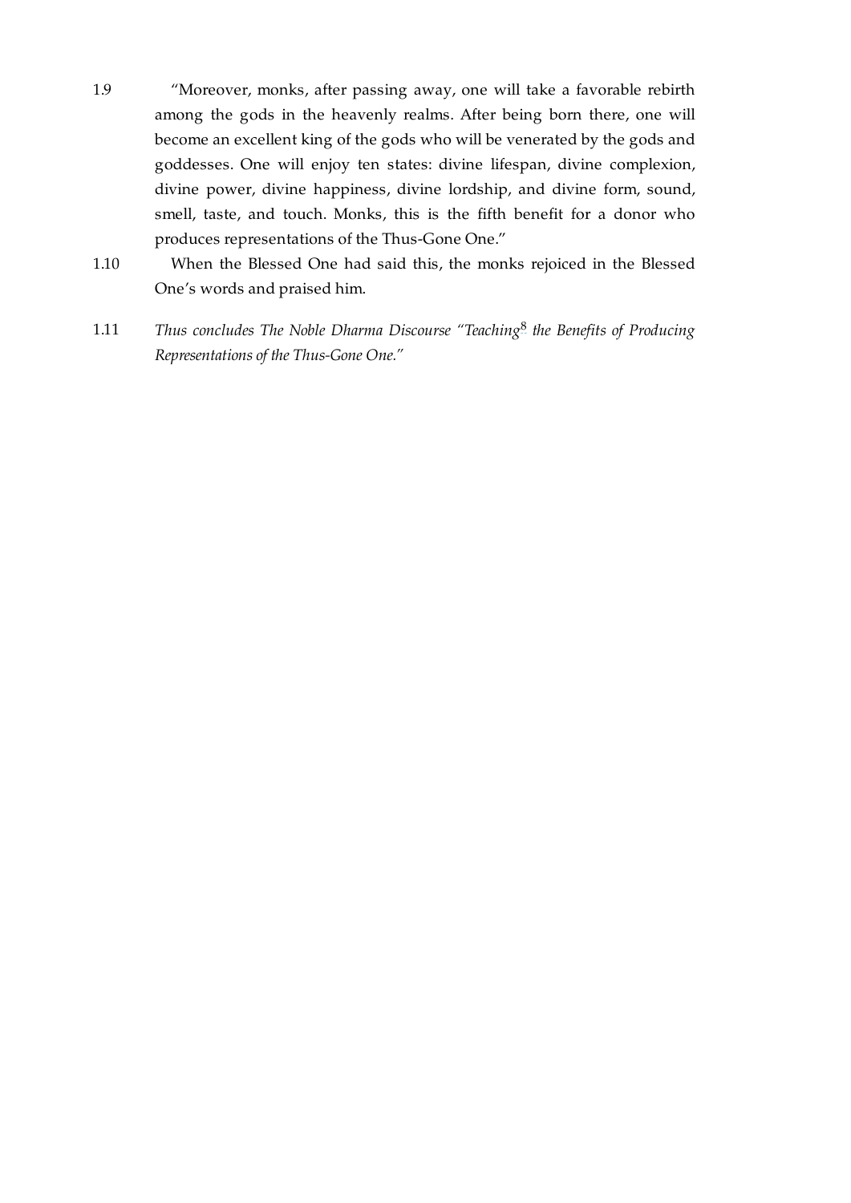1.9 "Moreover, monks, after passing away, one will take a favorable rebirth among the gods in the heavenly realms. After being born there, one will become an excellent king of the gods who will be venerated by the gods and goddesses. One will enjoy ten states: divine lifespan, divine complexion, divine power, divine happiness, divine lordship, and divine form, sound, smell, taste, and touch. Monks, this is the fifth benefit for a donor who produces representations of the Thus-Gone One."

1.10 When the Blessed One had said this, the monks rejoiced in the Blessed One's words and praised him.

1.11 *Thus concludes The Noble Dharma Discourse "Teaching*[8] *the Benefits of Producing Representations of the Thus-Gone One."*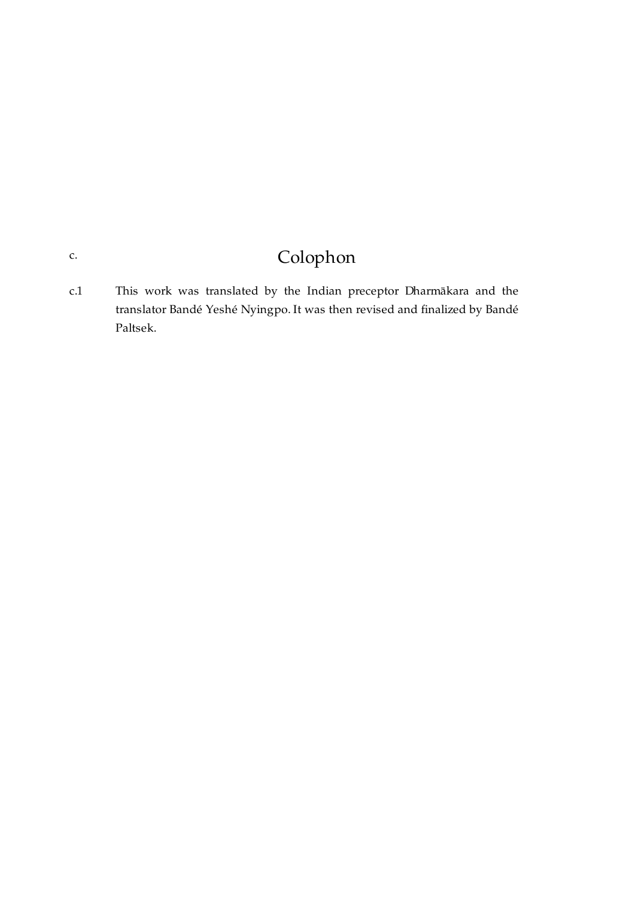# c. Colophon

c.1 This work was translated by the Indian preceptor Dharmākara and the translator Bandé Yeshé Nyingpo. It was then revised and finalized by Bandé Paltsek.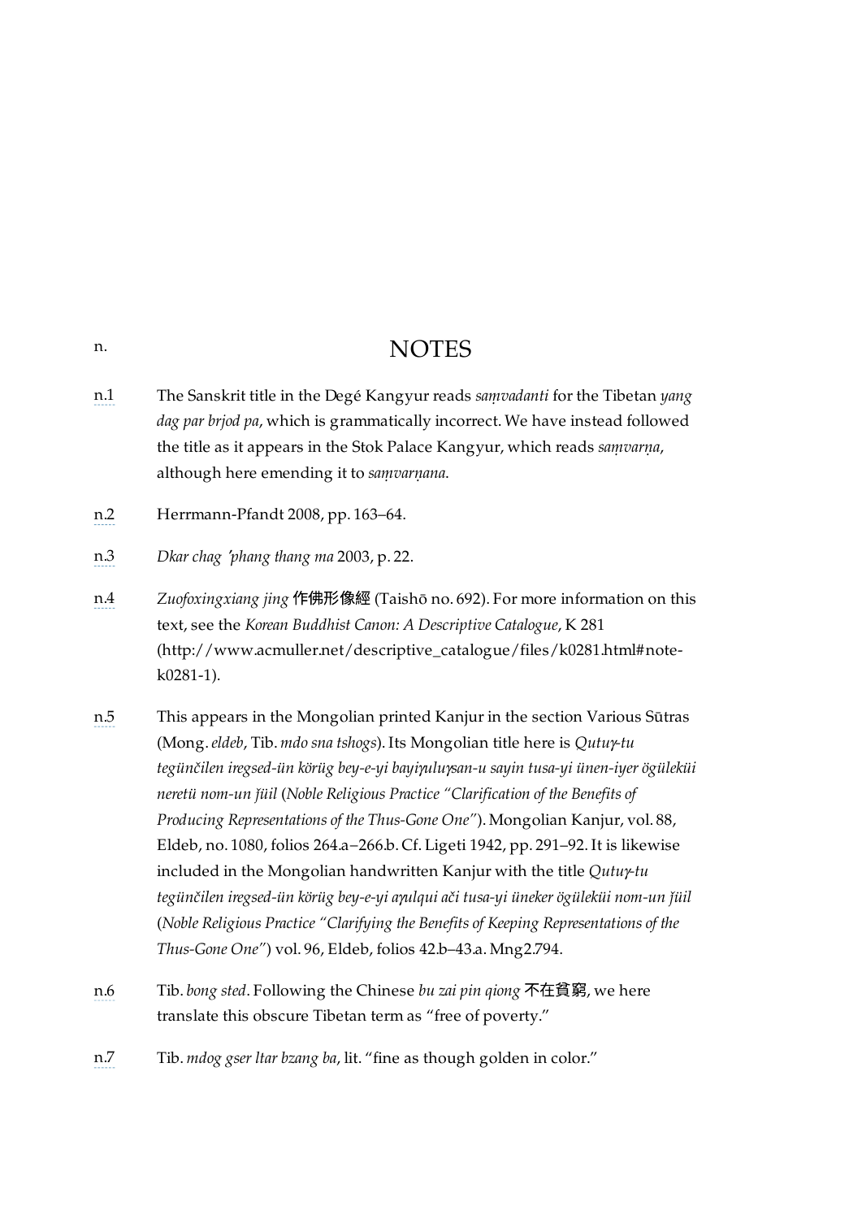## n. NOTES

n.1 The Sanskrit title in the Degé Kangyur reads *saṃvadanti* for the Tibetan *yang dag par brjod pa*, which is grammatically incorrect. We have instead followed the title as it appears in the Stok Palace Kangyur, which reads *saṃvarṇa*, although here emending it to *saṃvarṇana*.

n.2 Herrmann-Pfandt 2008, pp. 163–64.

n.3 *Dkar chag 'phang thang ma* 2003, p. 22.

n.4 *Zuofoxingxiang jing* 作佛形像經 (Taishō no. 692). For more information on this text, see the *Korean Buddhist Canon: A Descriptive Catalogue*, K 281 (http://www.acmuller.net/descriptive_catalogue/files/k0281.html#note-k0281-1).

n.5 This appears in the Mongolian printed Kanjur in the section Various Sūtras (Mong. *eldeb*, Tib. *mdo sna tshogs*). Its Mongolian title here is *Qutuɣ-tu tegünčilen iregsed-ün körüg bey-e-yi bayiɣuluɣsan-u sayin tusa-yi ünen-iyer ögülekü̈i neretü nom-un ǰüil* (*Noble Religious Practice "Clarification of the Benefits of Producing Representations of the Thus-Gone One"*). Mongolian Kanjur, vol. 88, Eldeb, no. 1080, folios 264.a–266.b. Cf. Ligeti 1942, pp. 291–92. It is likewise included in the Mongolian handwritten Kanjur with the title *Qutuɣ-tu tegünčilen iregsed-ün körüg bey-e-yi aɣulqui ači tusa-yi üneker ögülekü̈i nom-un ǰüil* (*Noble Religious Practice "Clarifying the Benefits of Keeping Representations of the Thus-Gone One"*) vol. 96, Eldeb, folios 42.b–43.a. Mng2.794.

n.6 Tib. *bong sted*. Following the Chinese *bu zai pin qiong* 不在貧窮, we here translate this obscure Tibetan term as "free of poverty."

n.7 Tib. *mdog gser ltar bzang ba*, lit. "fine as though golden in color."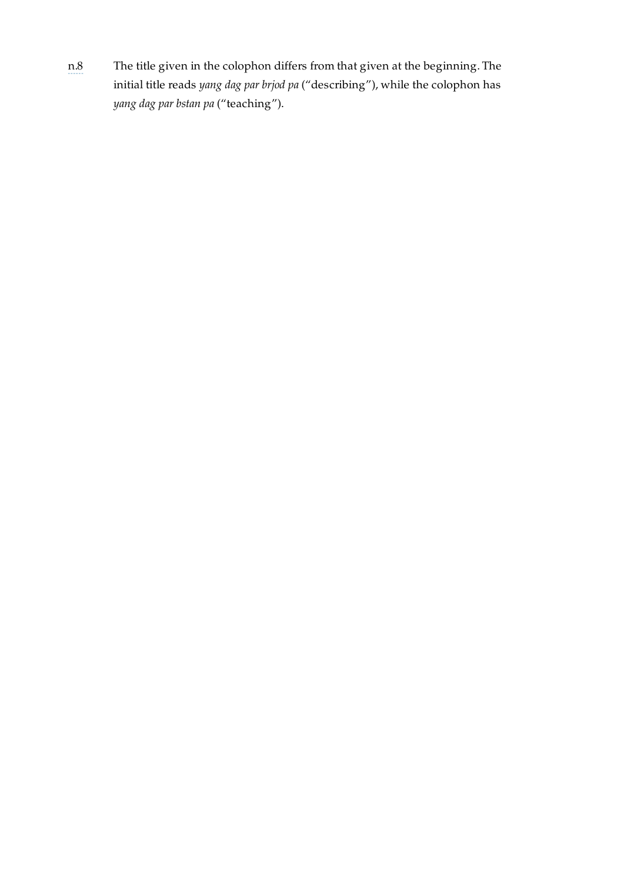n.8 The title given in the colophon differs from that given at the beginning. The initial title reads *yang dag par brjod pa* ("describing"), while the colophon has *yang dag par bstan pa* ("teaching").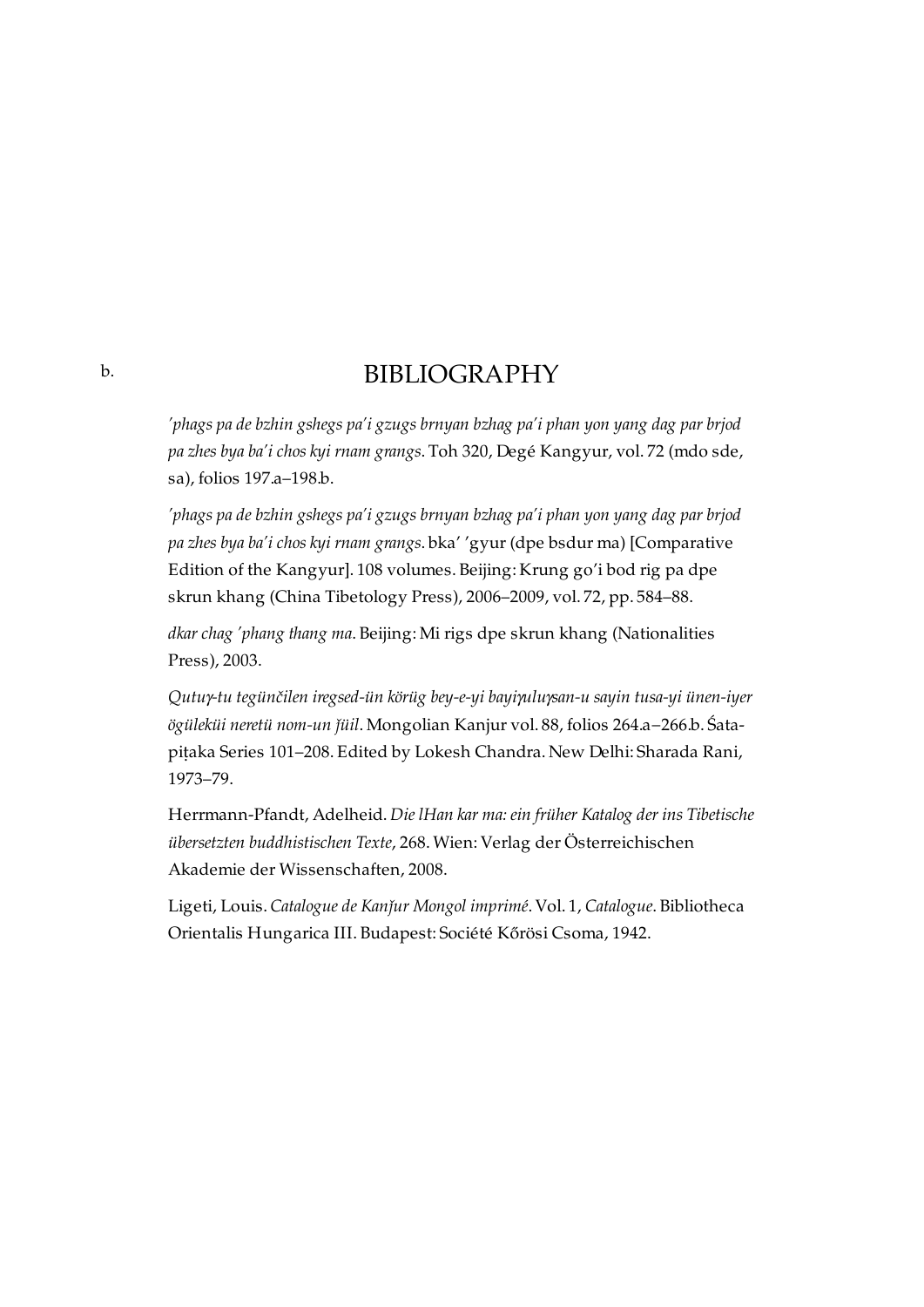# b. BIBLIOGRAPHY

*'phags pa de bzhin gshegs pa'i gzugs brnyan bzhag pa'i phan yon yang dag par brjod pa zhes bya ba'i chos kyi rnam grangs*. Toh 320, Degé Kangyur, vol. 72 (mdo sde, sa), folios 197.a–198.b.

*'phags pa de bzhin gshegs pa'i gzugs brnyan bzhag pa'i phan yon yang dag par brjod pa zhes bya ba'i chos kyi rnam grangs*. bka' 'gyur (dpe bsdur ma) [Comparative Edition of the Kangyur]. 108 volumes. Beijing: Krung go'i bod rig pa dpe skrun khang (China Tibetology Press), 2006–2009, vol. 72, pp. 584–88.

*dkar chag 'phang thang ma*. Beijing: Mi rigs dpe skrun khang (Nationalities Press), 2003.

*Qutuɣ-tu tegünčilen iregsed-ün körüg bey-e-yi bayiɣuluɣsan-u sayin tusa-yi ünen-iyer ögüleküi neretü nom-un ǰüil*. Mongolian Kanjur vol. 88, folios 264.a–266.b. Śata-piṭaka Series 101–208. Edited by Lokesh Chandra. New Delhi: Sharada Rani, 1973–79.

Herrmann-Pfandt, Adelheid. *Die lHan kar ma: ein früher Katalog der ins Tibetische übersetzten buddhistischen Texte*, 268. Wien: Verlag der Österreichischen Akademie der Wissenschaften, 2008.

Ligeti, Louis. *Catalogue de Kanǰur Mongol imprimé*. Vol. 1, *Catalogue*. Bibliotheca Orientalis Hungarica III. Budapest: Société Kőrösi Csoma, 1942.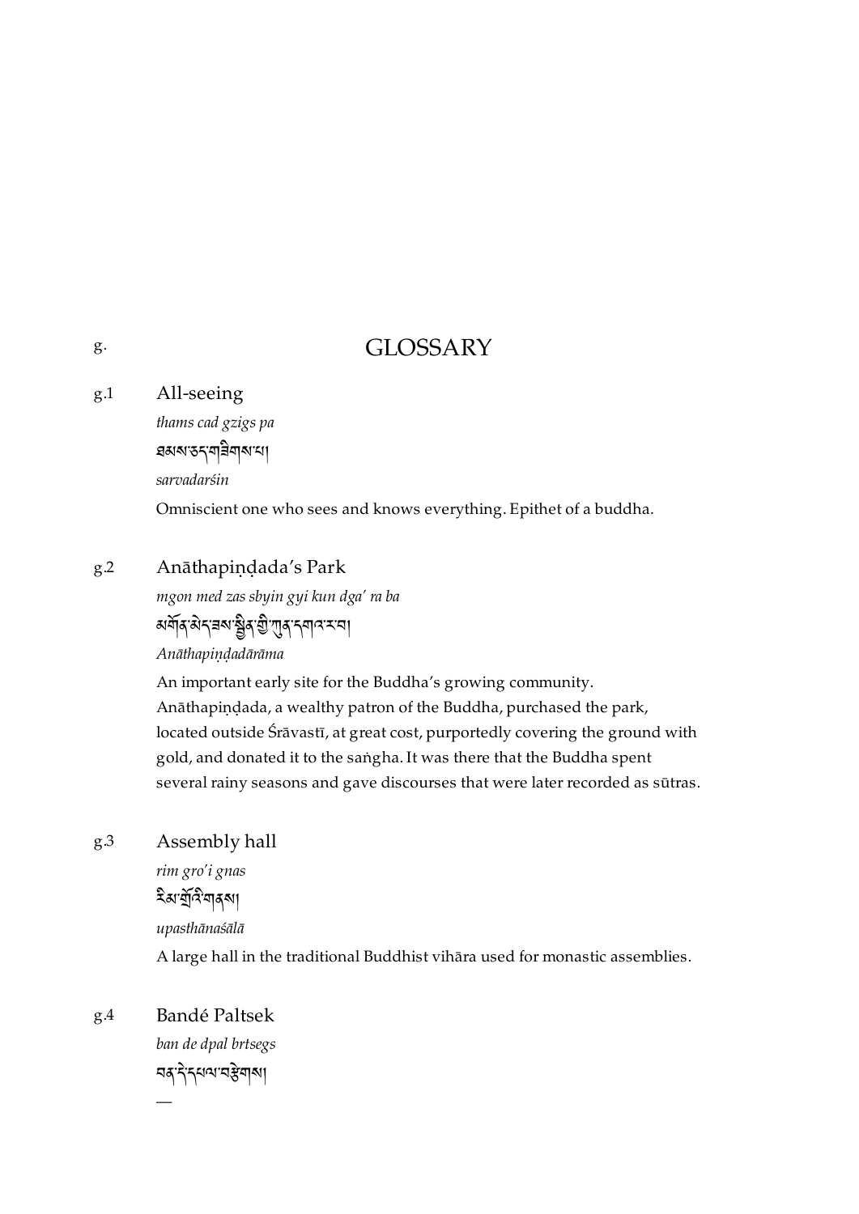# g. GLOSSARY

g.1 **All-seeing**

*thams cad gzigs pa*

ཐམས་ཅད་གཟིགས་པ།

*sarvadarśin*

Omniscient one who sees and knows everything. Epithet of a buddha.

g.2 **Anāthapiṇḍada's Park**

*mgon med zas sbyin gyi kun dga' ra ba*

མགོན་མེད་ཟས་སྦྱིན་གྱི་ཀུན་དགའ་ར་བ།

*Anāthapiṇḍadārāma*

An important early site for the Buddha's growing community. Anāthapiṇḍada, a wealthy patron of the Buddha, purchased the park, located outside Śrāvastī, at great cost, purportedly covering the ground with gold, and donated it to the saṅgha. It was there that the Buddha spent several rainy seasons and gave discourses that were later recorded as sūtras.

g.3 **Assembly hall**

*rim gro'i gnas*

རིམ་གྲོའི་གནས།

*upasthānaśālā*

A large hall in the traditional Buddhist vihāra used for monastic assemblies.

g.4 **Bandé Paltsek**

*ban de dpal brtsegs*

བན་དེ་དཔལ་བརྩེགས།

—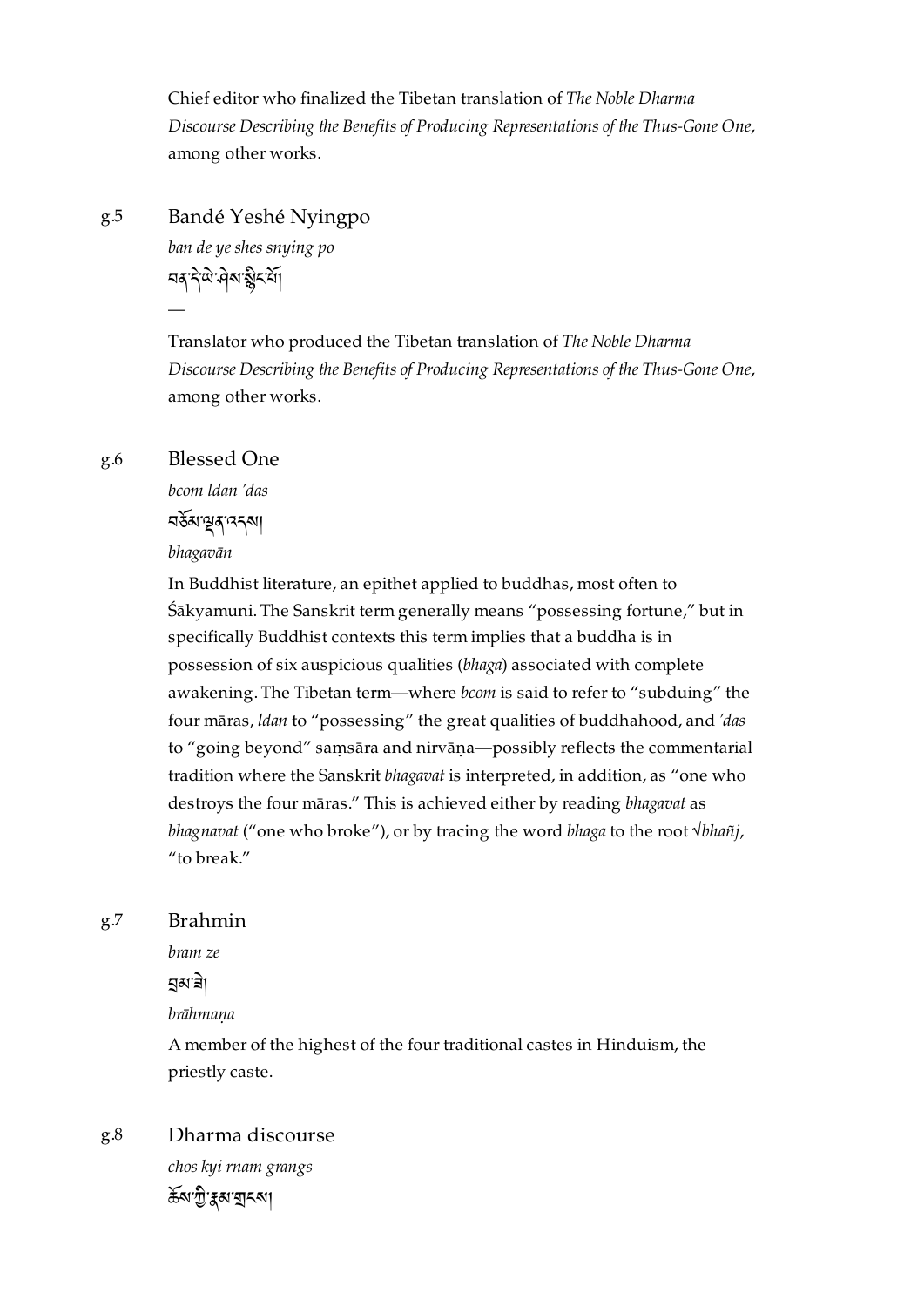Chief editor who finalized the Tibetan translation of *The Noble Dharma Discourse Describing the Benefits of Producing Representations of the Thus-Gone One*, among other works.

g.5 Bandé Yeshé Nyingpo

*ban de ye shes snying po*

བན་དེ་ཡེ་ཤེས་སྙིང་པོ།

—

Translator who produced the Tibetan translation of *The Noble Dharma Discourse Describing the Benefits of Producing Representations of the Thus-Gone One*, among other works.

g.6 Blessed One

*bcom ldan 'das*

བཅོམ་ལྡན་འདས།

*bhagavān*

In Buddhist literature, an epithet applied to buddhas, most often to Śākyamuni. The Sanskrit term generally means "possessing fortune," but in specifically Buddhist contexts this term implies that a buddha is in possession of six auspicious qualities (*bhaga*) associated with complete awakening. The Tibetan term—where *bcom* is said to refer to "subduing" the four māras, *ldan* to "possessing" the great qualities of buddhahood, and *'das* to "going beyond" saṃsāra and nirvāṇa—possibly reflects the commentarial tradition where the Sanskrit *bhagavat* is interpreted, in addition, as "one who destroys the four māras." This is achieved either by reading *bhagavat* as *bhagnavat* ("one who broke"), or by tracing the word *bhaga* to the root √*bhañj*, "to break."

g.7 Brahmin

*bram ze*

བྲམ་ཟེ།

*brāhmaṇa*

A member of the highest of the four traditional castes in Hinduism, the priestly caste.

g.8 Dharma discourse

*chos kyi rnam grangs*

ཆོས་ཀྱི་རྣམ་གྲངས།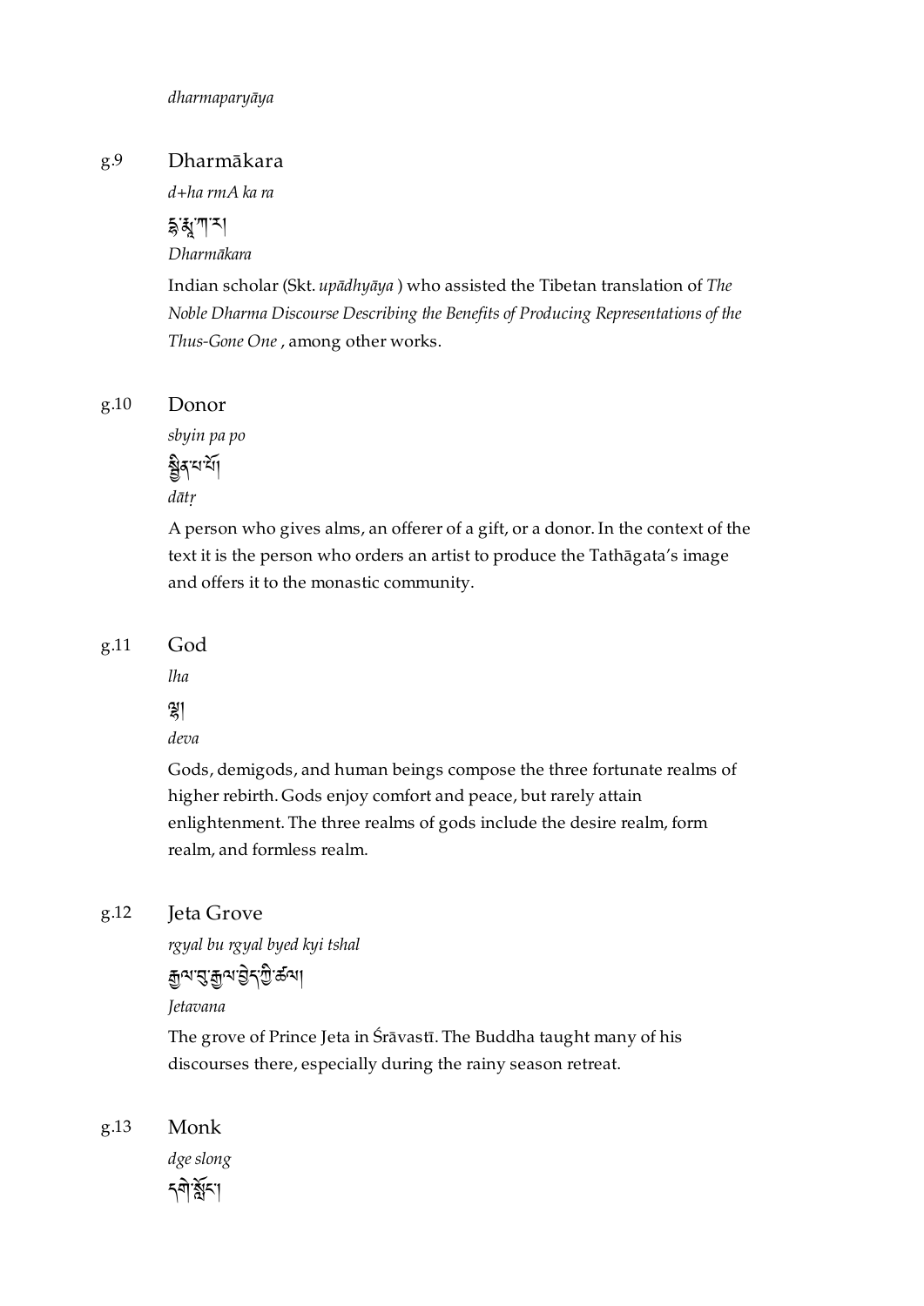*dharmaparyāya*

g.9 Dharmākara

*d+ha rmA ka ra*

རྡྷརྨཱ་ཀ་ར།

*Dharmākara*

Indian scholar (Skt. *upādhyāya* ) who assisted the Tibetan translation of *The Noble Dharma Discourse Describing the Benefits of Producing Representations of the Thus-Gone One* , among other works.

g.10 Donor

*sbyin pa po*

སྦྱིན་པ་པོ།

*dātṛ*

A person who gives alms, an offerer of a gift, or a donor. In the context of the text it is the person who orders an artist to produce the Tathāgata's image and offers it to the monastic community.

g.11 God

*lha*

ལྷ།

*deva*

Gods, demigods, and human beings compose the three fortunate realms of higher rebirth. Gods enjoy comfort and peace, but rarely attain enlightenment. The three realms of gods include the desire realm, form realm, and formless realm.

g.12 Jeta Grove

*rgyal bu rgyal byed kyi tshal*

རྒྱལ་བུ་རྒྱལ་བྱེད་ཀྱི་ཚལ།

*Jetavana*

The grove of Prince Jeta in Śrāvastī. The Buddha taught many of his discourses there, especially during the rainy season retreat.

g.13 Monk

*dge slong*

དགེ་སློང་།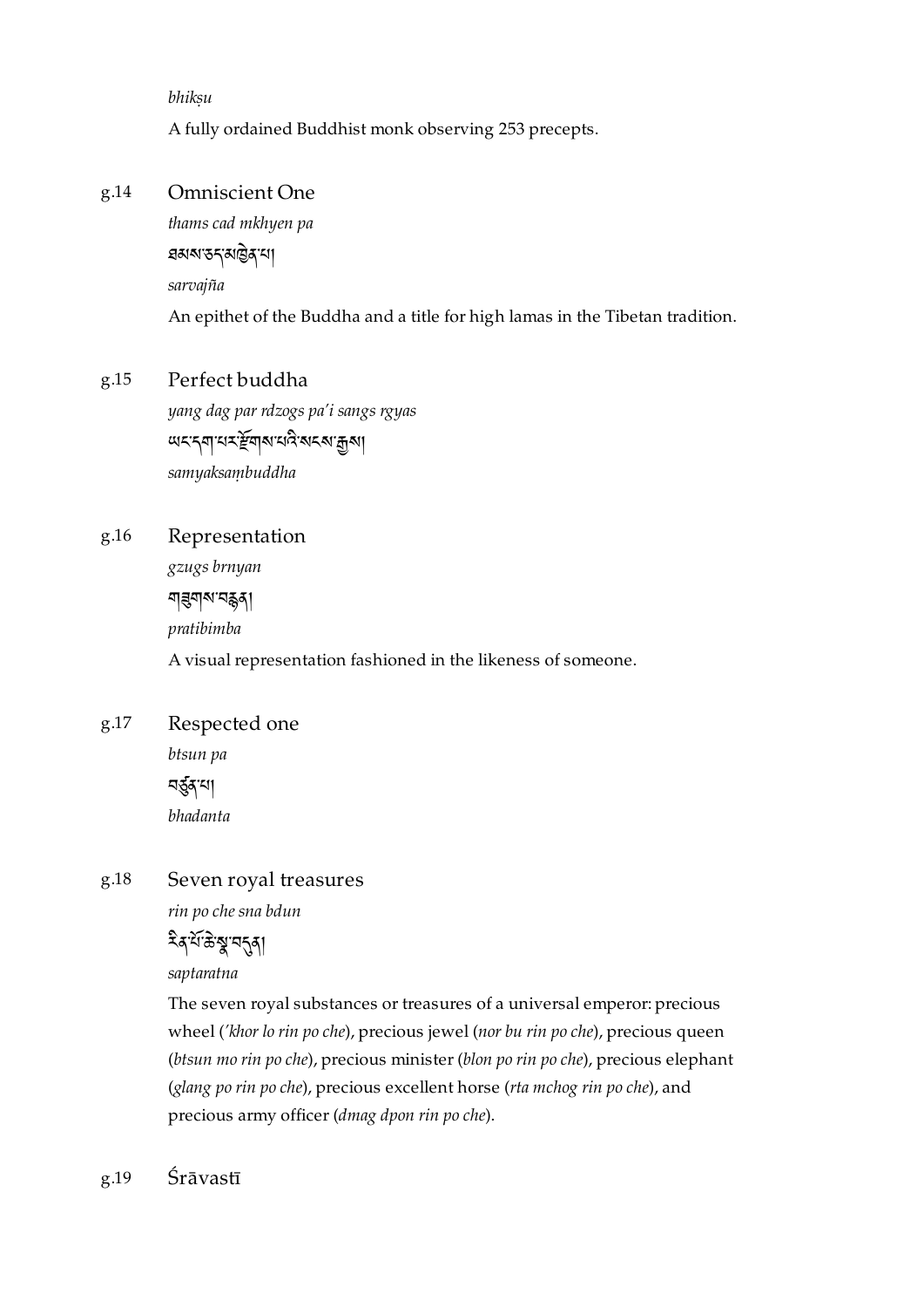*bhikṣu*

A fully ordained Buddhist monk observing 253 precepts.

g.14 Omniscient One

*thams cad mkhyen pa*

ཐམས་ཅད་མཁྱེན་པ།

*sarvajña*

An epithet of the Buddha and a title for high lamas in the Tibetan tradition.

g.15 Perfect buddha

*yang dag par rdzogs pa'i sangs rgyas*

ཡང་དག་པར་རྫོགས་པའི་སངས་རྒྱས།

*samyaksaṃbuddha*

g.16 Representation

*gzugs brnyan*

གཟུགས་བརྙན།

*pratibimba*

A visual representation fashioned in the likeness of someone.

g.17 Respected one

*btsun pa*

བཙུན་པ།

*bhadanta*

g.18 Seven royal treasures

*rin po che sna bdun*

རིན་པོ་ཆེ་སྣ་བདུན།

*saptaratna*

The seven royal substances or treasures of a universal emperor: precious wheel (*'khor lo rin po che*), precious jewel (*nor bu rin po che*), precious queen (*btsun mo rin po che*), precious minister (*blon po rin po che*), precious elephant (*glang po rin po che*), precious excellent horse (*rta mchog rin po che*), and precious army officer (*dmag dpon rin po che*).

g.19 Śrāvastī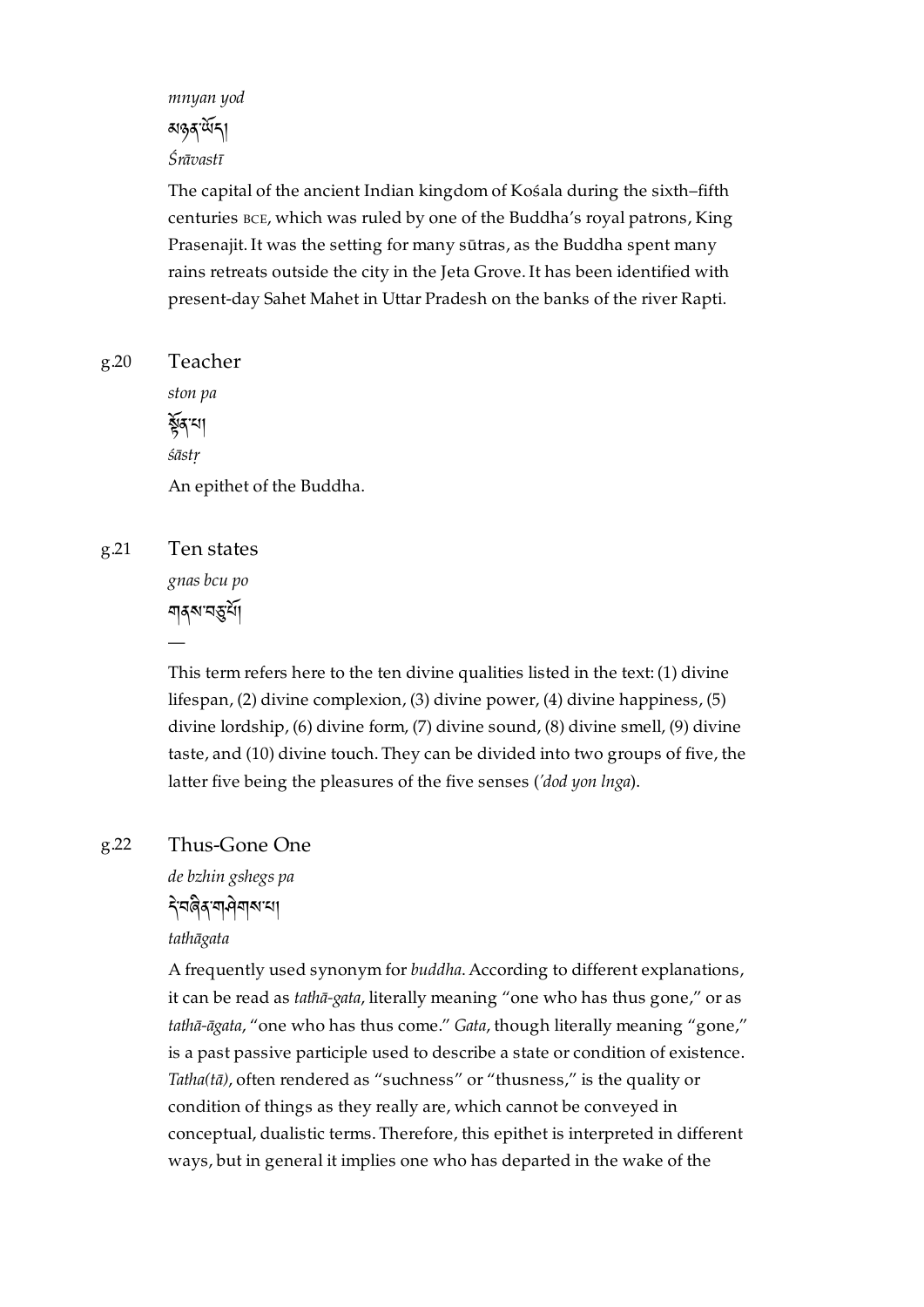*mnyan yod*

མཉན་ཡོད།

*Śrāvastī*

The capital of the ancient Indian kingdom of Kośala during the sixth–fifth centuries BCE, which was ruled by one of the Buddha's royal patrons, King Prasenajit. It was the setting for many sūtras, as the Buddha spent many rains retreats outside the city in the Jeta Grove. It has been identified with present-day Sahet Mahet in Uttar Pradesh on the banks of the river Rapti.

g.20 Teacher

*ston pa*

སྟོན་པ།

*śāstṛ*

An epithet of the Buddha.

g.21 Ten states

*gnas bcu po*

གནས་བཅུ་པོ།

—

This term refers here to the ten divine qualities listed in the text: (1) divine lifespan, (2) divine complexion, (3) divine power, (4) divine happiness, (5) divine lordship, (6) divine form, (7) divine sound, (8) divine smell, (9) divine taste, and (10) divine touch. They can be divided into two groups of five, the latter five being the pleasures of the five senses (*'dod yon lnga*).

g.22 Thus-Gone One

*de bzhin gshegs pa*

དེ་བཞིན་གཤེགས་པ།

*tathāgata*

A frequently used synonym for *buddha*. According to different explanations, it can be read as *tathā-gata*, literally meaning "one who has thus gone," or as *tathā-āgata*, "one who has thus come." *Gata*, though literally meaning "gone," is a past passive participle used to describe a state or condition of existence. *Tatha(tā)*, often rendered as "suchness" or "thusness," is the quality or condition of things as they really are, which cannot be conveyed in conceptual, dualistic terms. Therefore, this epithet is interpreted in different ways, but in general it implies one who has departed in the wake of the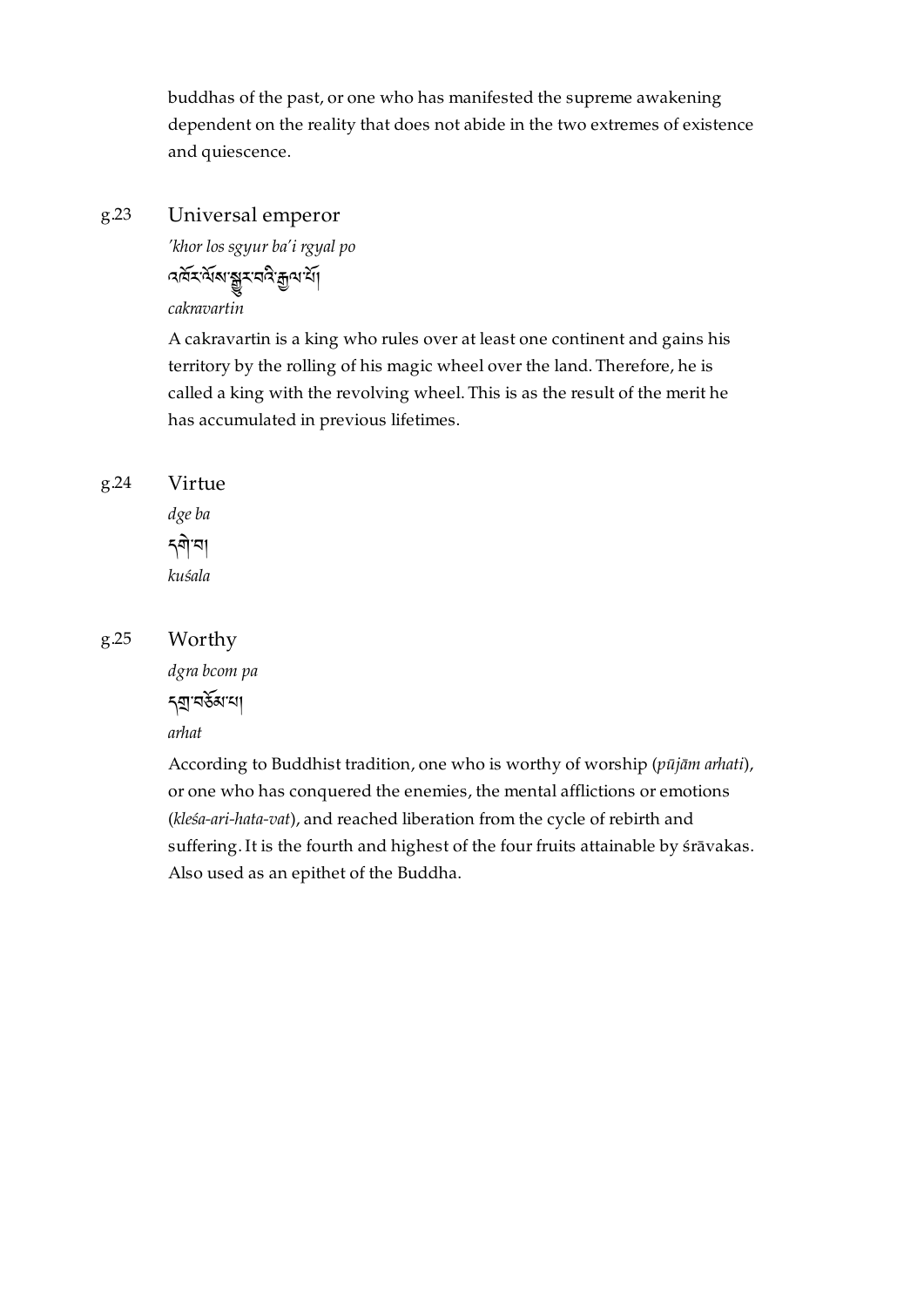buddhas of the past, or one who has manifested the supreme awakening dependent on the reality that does not abide in the two extremes of existence and quiescence.

g.23 Universal emperor

*'khor los sgyur ba'i rgyal po*

འཁོར་ལོས་སྒྱུར་བའི་རྒྱལ་པོ།

*cakravartin*

A cakravartin is a king who rules over at least one continent and gains his territory by the rolling of his magic wheel over the land. Therefore, he is called a king with the revolving wheel. This is as the result of the merit he has accumulated in previous lifetimes.

g.24 Virtue

*dge ba*

དགེ་བ།

*kuśala*

g.25 Worthy

*dgra bcom pa*

དགྲ་བཅོམ་པ།

*arhat*

According to Buddhist tradition, one who is worthy of worship (*pūjām arhati*), or one who has conquered the enemies, the mental afflictions or emotions (*kleśa-ari-hata-vat*), and reached liberation from the cycle of rebirth and suffering. It is the fourth and highest of the four fruits attainable by śrāvakas. Also used as an epithet of the Buddha.